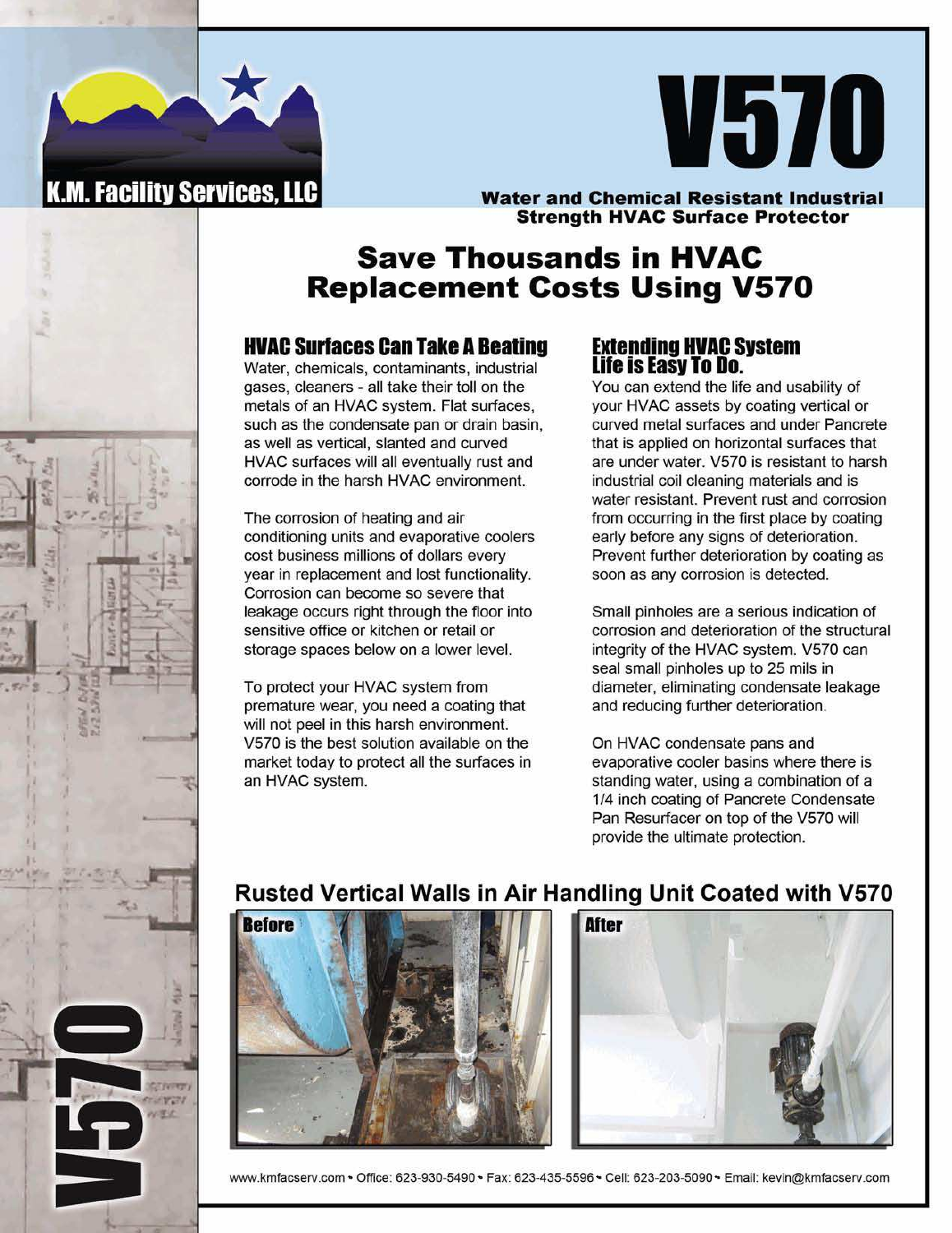K.M. Facility Services, LLC

# V570

**Water and Chemical Resistant Industrial Strength HVAC Surface Protector**

## Save Thousands in HVAC Replacement Costs Using V570

### HVAC Surfaces Can Take A Beating

Water, chemicals, contaminants, industrial gases, cleaners - all take their toll on the metals of an HVAC system. Flat surfaces, such as the condensate pan or drain basin, as well as vertical, slanted and curved HVAC surfaces will all eventually rust and corrode in the harsh HVAC environment.

The corrosion of heating and air conditioning units and evaporative coolers cost business millions of dollars every year in replacement and lost functionality. Corrosion can become so severe that leakage occurs right through the floor into sensitive office or kitchen or retail or storage spaces below on a lower level.

To protect your HVAC system from premature wear, you need a coating that will not peel in this harsh environment. V570 is the best solution available on the market today to protect all the surfaces in an HVAC system.

### Extending HVAC System Life is Easy To Do.

You can extend the life and usability of your HVAC assets by coating vertical or curved metal surfaces and under Pancrete that is applied on horizontal surfaces that are under water. V570 is resistant to harsh industrial coil cleaning materials and is water resistant. Prevent rust and corrosion from occurring in the first place by coating early before any signs of deterioration. Prevent further deterioration by coating as soon as any corrosion is detected.

Small pinholes are a serious indication of corrosion and deterioration of the structural integrity of the HVAC system. V570 can seal small pinholes up to 25 mils in diameter, eliminating condensate leakage and reducing further deterioration.

On HVAC condensate pans and evaporative cooler basins where there is standing water, using a combination of a 1/4 inch coating of Pancrete Condensate Pan Resurfacer on top of the V570 will provide the ultimate protection.

### Rusted Vertical Walls in Air Handling Unit Coated with V570

**Before** | **After**

www.kmfacserv.com • Office: 623-930-5490 • Fax: 623-435-5596 • Cell: 623-203-5090 • Email: kevin@kmfacserv.com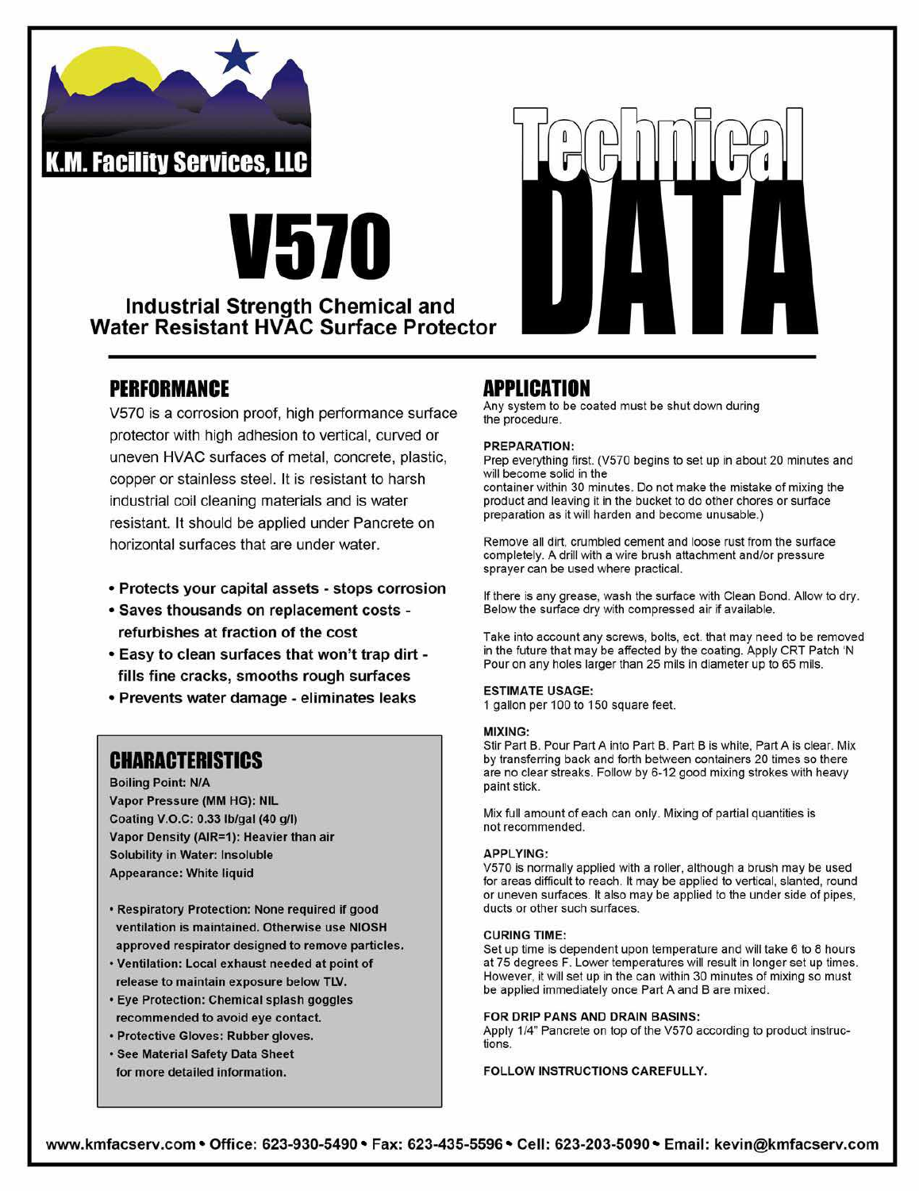K.M. Facility Services, LLC

# V570

## Industrial Strength Chemical and Water Resistant HVAC Surface Protector

# Technical DATA

## PERFORMANCE

V570 is a corrosion proof, high performance surface protector with high adhesion to vertical, curved or uneven HVAC surfaces of metal, concrete, plastic, copper or stainless steel. It is resistant to harsh industrial coil cleaning materials and is water resistant. It should be applied under Pancrete on horizontal surfaces that are under water.

- **Protects your capital assets - stops corrosion**
- **Saves thousands on replacement costs - refurbishes at fraction of the cost**
- **Easy to clean surfaces that won't trap dirt - fills fine cracks, smooths rough surfaces**
- **Prevents water damage - eliminates leaks**

## CHARACTERISTICS

**Boiling Point: N/A**
**Vapor Pressure (MM HG): NIL**
**Coating V.O.C: 0.33 lb/gal (40 g/l)**
**Vapor Density (AIR=1): Heavier than air**
**Solubility in Water: Insoluble**
**Appearance: White liquid**

- **Respiratory Protection: None required if good ventilation is maintained. Otherwise use NIOSH approved respirator designed to remove particles.**
- **Ventilation: Local exhaust needed at point of release to maintain exposure below TLV.**
- **Eye Protection: Chemical splash goggles recommended to avoid eye contact.**
- **Protective Gloves: Rubber gloves.**
- **See Material Safety Data Sheet for more detailed information.**

## APPLICATION

Any system to be coated must be shut down during the procedure.

**PREPARATION:**
Prep everything first. (V570 begins to set up in about 20 minutes and will become solid in the container within 30 minutes. Do not make the mistake of mixing the product and leaving it in the bucket to do other chores or surface preparation as it will harden and become unusable.)

Remove all dirt, crumbled cement and loose rust from the surface completely. A drill with a wire brush attachment and/or pressure sprayer can be used where practical.

If there is any grease, wash the surface with Clean Bond. Allow to dry. Below the surface dry with compressed air if available.

Take into account any screws, bolts, ect. that may need to be removed in the future that may be affected by the coating. Apply CRT Patch 'N Pour on any holes larger than 25 mils in diameter up to 65 mils.

**ESTIMATE USAGE:**
1 gallon per 100 to 150 square feet.

**MIXING:**
Stir Part B. Pour Part A into Part B. Part B is white, Part A is clear. Mix by transferring back and forth between containers 20 times so there are no clear streaks. Follow by 6-12 good mixing strokes with heavy paint stick.

Mix full amount of each can only. Mixing of partial quantities is not recommended.

**APPLYING:**
V570 is normally applied with a roller, although a brush may be used for areas difficult to reach. It may be applied to vertical, slanted, round or uneven surfaces. It also may be applied to the under side of pipes, ducts or other such surfaces.

**CURING TIME:**
Set up time is dependent upon temperature and will take 6 to 8 hours at 75 degrees F. Lower temperatures will result in longer set up times. However, it will set up in the can within 30 minutes of mixing so must be applied immediately once Part A and B are mixed.

**FOR DRIP PANS AND DRAIN BASINS:**
Apply 1/4" Pancrete on top of the V570 according to product instructions.

**FOLLOW INSTRUCTIONS CAREFULLY.**

**www.kmfacserv.com • Office: 623-930-5490 • Fax: 623-435-5596 • Cell: 623-203-5090 • Email: kevin@kmfacserv.com**